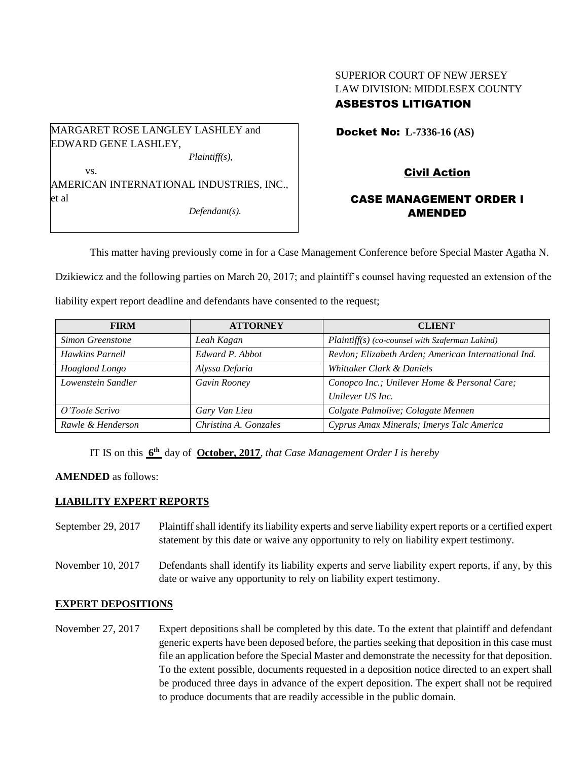SUPERIOR COURT OF NEW JERSEY
LAW DIVISION: MIDDLESEX COUNTY
**ASBESTOS LITIGATION**

MARGARET ROSE LANGLEY LASHLEY and EDWARD GENE LASHLEY,
*Plaintiff(s),*

vs.

AMERICAN INTERNATIONAL INDUSTRIES, INC., et al
*Defendant(s).*

**Docket No: L-7336-16 (AS)**

**Civil Action**

**CASE MANAGEMENT ORDER I AMENDED**

This matter having previously come in for a Case Management Conference before Special Master Agatha N. Dzikiewicz and the following parties on March 20, 2017; and plaintiff's counsel having requested an extension of the liability expert report deadline and defendants have consented to the request;

| FIRM | ATTORNEY | CLIENT |
|---|---|---|
| *Simon Greenstone* | *Leah Kagan* | *Plaintiff(s) (co-counsel with Szaferman Lakind)* |
| *Hawkins Parnell* | *Edward P. Abbot* | *Revlon; Elizabeth Arden; American International Ind.* |
| *Hoagland Longo* | *Alyssa Defuria* | *Whittaker Clark & Daniels* |
| *Lowenstein Sandler* | *Gavin Rooney* | *Conopco Inc.; Unilever Home & Personal Care; Unilever US Inc.* |
| *O'Toole Scrivo* | *Gary Van Lieu* | *Colgate Palmolive; Colagate Mennen* |
| *Rawle & Henderson* | *Christina A. Gonzales* | *Cyprus Amax Minerals; Imerys Talc America* |

IT IS on this **6th** day of **October, 2017**, *that Case Management Order I is hereby* **AMENDED** as follows:

## LIABILITY EXPERT REPORTS

September 29, 2017 — Plaintiff shall identify its liability experts and serve liability expert reports or a certified expert statement by this date or waive any opportunity to rely on liability expert testimony.

November 10, 2017 — Defendants shall identify its liability experts and serve liability expert reports, if any, by this date or waive any opportunity to rely on liability expert testimony.

## EXPERT DEPOSITIONS

November 27, 2017 — Expert depositions shall be completed by this date. To the extent that plaintiff and defendant generic experts have been deposed before, the parties seeking that deposition in this case must file an application before the Special Master and demonstrate the necessity for that deposition. To the extent possible, documents requested in a deposition notice directed to an expert shall be produced three days in advance of the expert deposition. The expert shall not be required to produce documents that are readily accessible in the public domain.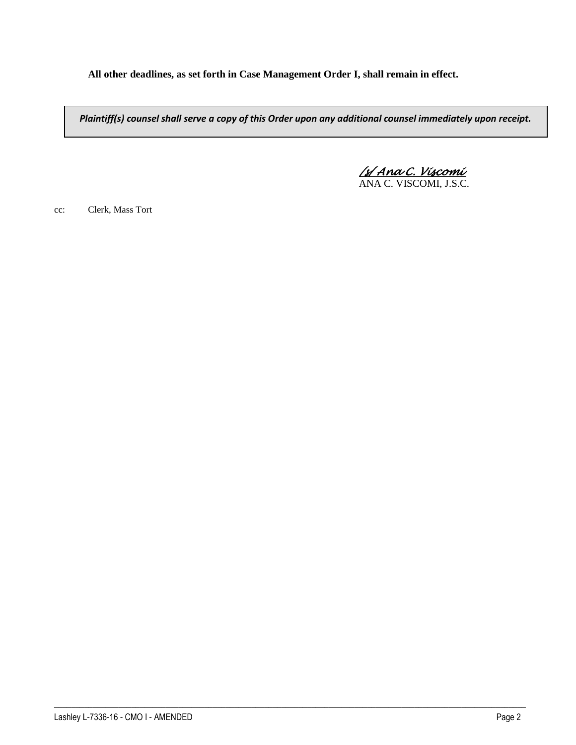**All other deadlines, as set forth in Case Management Order I, shall remain in effect.**

***Plaintiff(s) counsel shall serve a copy of this Order upon any additional counsel immediately upon receipt.***

/s/ Ana C. Viscomi
ANA C. VISCOMI, J.S.C.

cc: Clerk, Mass Tort